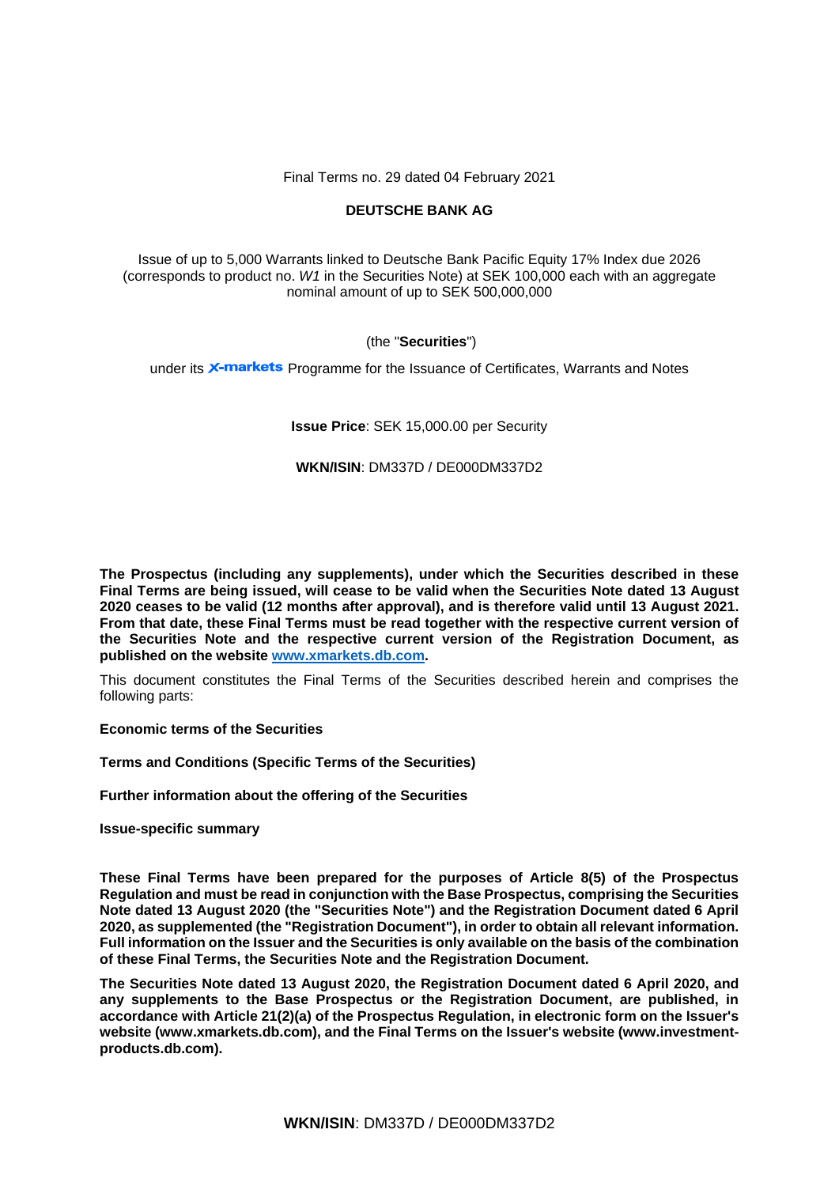Final Terms no. 29 dated 04 February 2021

**DEUTSCHE BANK AG**

Issue of up to 5,000 Warrants linked to Deutsche Bank Pacific Equity 17% Index due 2026 (corresponds to product no. *W1* in the Securities Note) at SEK 100,000 each with an aggregate nominal amount of up to SEK 500,000,000

(the "**Securities**")

under its **X-markets** Programme for the Issuance of Certificates, Warrants and Notes

**Issue Price**: SEK 15,000.00 per Security

**WKN/ISIN**: DM337D / DE000DM337D2

**The Prospectus (including any supplements), under which the Securities described in these Final Terms are being issued, will cease to be valid when the Securities Note dated 13 August 2020 ceases to be valid (12 months after approval), and is therefore valid until 13 August 2021. From that date, these Final Terms must be read together with the respective current version of the Securities Note and the respective current version of the Registration Document, as published on the website [www.xmarkets.db.com](www.xmarkets.db.com).**

This document constitutes the Final Terms of the Securities described herein and comprises the following parts:

**Economic terms of the Securities**

**Terms and Conditions (Specific Terms of the Securities)**

**Further information about the offering of the Securities**

**Issue-specific summary**

**These Final Terms have been prepared for the purposes of Article 8(5) of the Prospectus Regulation and must be read in conjunction with the Base Prospectus, comprising the Securities Note dated 13 August 2020 (the "Securities Note") and the Registration Document dated 6 April 2020, as supplemented (the "Registration Document"), in order to obtain all relevant information. Full information on the Issuer and the Securities is only available on the basis of the combination of these Final Terms, the Securities Note and the Registration Document.**

**The Securities Note dated 13 August 2020, the Registration Document dated 6 April 2020, and any supplements to the Base Prospectus or the Registration Document, are published, in accordance with Article 21(2)(a) of the Prospectus Regulation, in electronic form on the Issuer's website (www.xmarkets.db.com), and the Final Terms on the Issuer's website (www.investment-products.db.com).**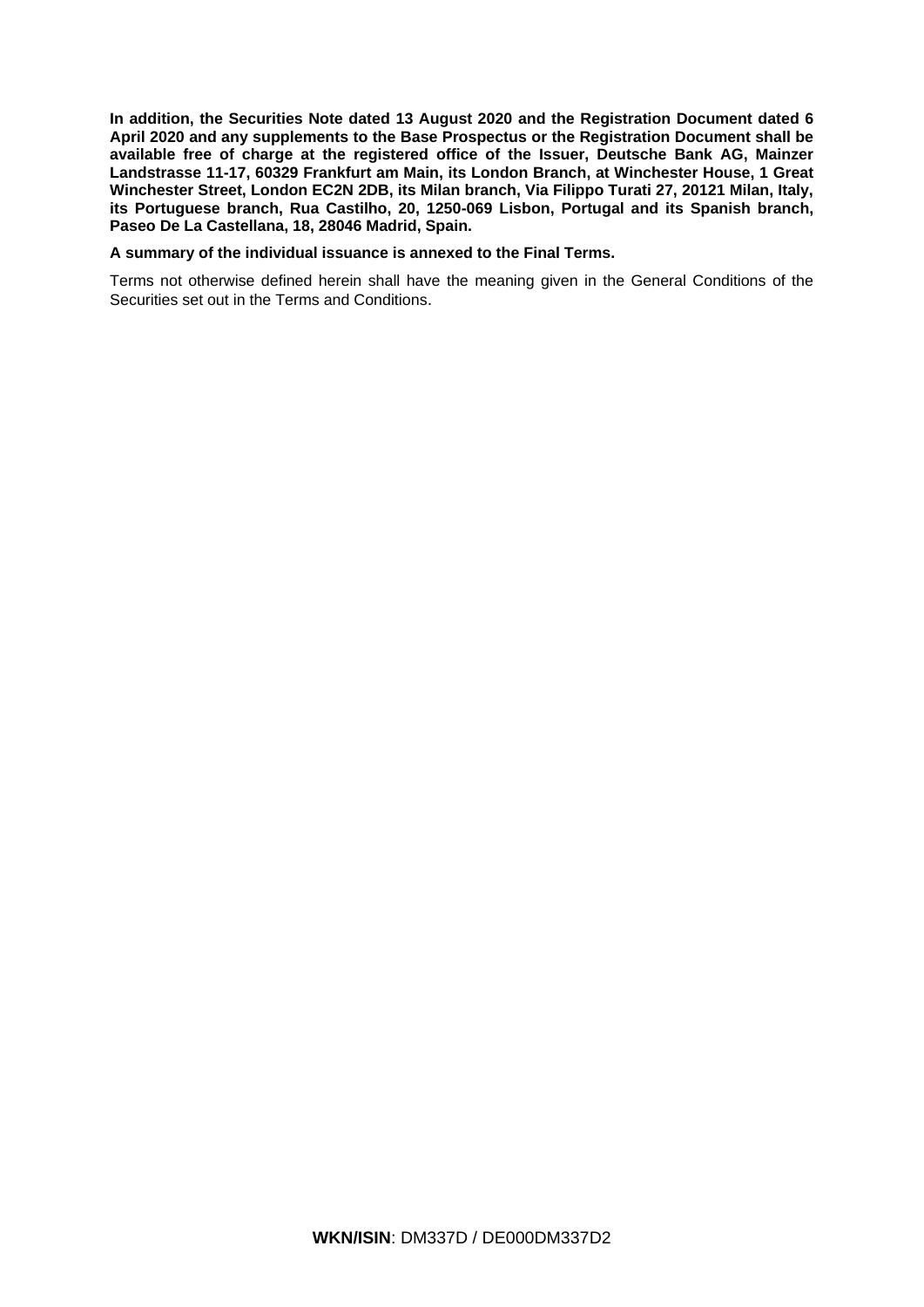**In addition, the Securities Note dated 13 August 2020 and the Registration Document dated 6 April 2020 and any supplements to the Base Prospectus or the Registration Document shall be available free of charge at the registered office of the Issuer, Deutsche Bank AG, Mainzer Landstrasse 11-17, 60329 Frankfurt am Main, its London Branch, at Winchester House, 1 Great Winchester Street, London EC2N 2DB, its Milan branch, Via Filippo Turati 27, 20121 Milan, Italy, its Portuguese branch, Rua Castilho, 20, 1250-069 Lisbon, Portugal and its Spanish branch, Paseo De La Castellana, 18, 28046 Madrid, Spain.**

**A summary of the individual issuance is annexed to the Final Terms.**

Terms not otherwise defined herein shall have the meaning given in the General Conditions of the Securities set out in the Terms and Conditions.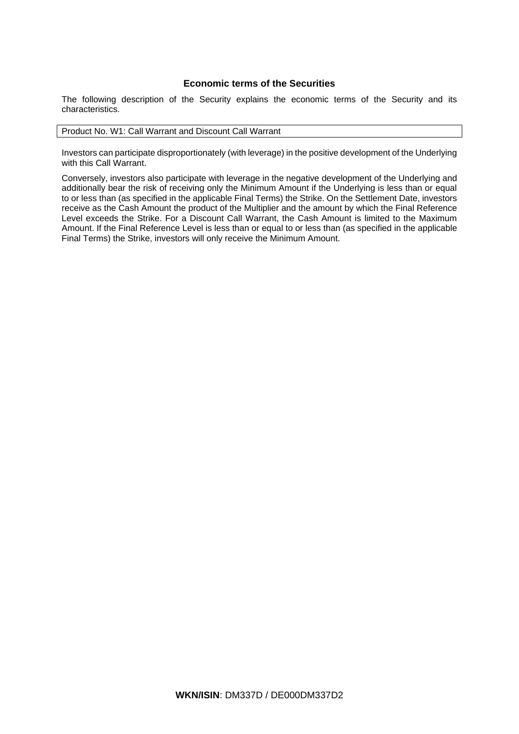## Economic terms of the Securities

The following description of the Security explains the economic terms of the Security and its characteristics.

| Product No. W1: Call Warrant and Discount Call Warrant |
| --- |

Investors can participate disproportionately (with leverage) in the positive development of the Underlying with this Call Warrant.

Conversely, investors also participate with leverage in the negative development of the Underlying and additionally bear the risk of receiving only the Minimum Amount if the Underlying is less than or equal to or less than (as specified in the applicable Final Terms) the Strike. On the Settlement Date, investors receive as the Cash Amount the product of the Multiplier and the amount by which the Final Reference Level exceeds the Strike. For a Discount Call Warrant, the Cash Amount is limited to the Maximum Amount. If the Final Reference Level is less than or equal to or less than (as specified in the applicable Final Terms) the Strike, investors will only receive the Minimum Amount.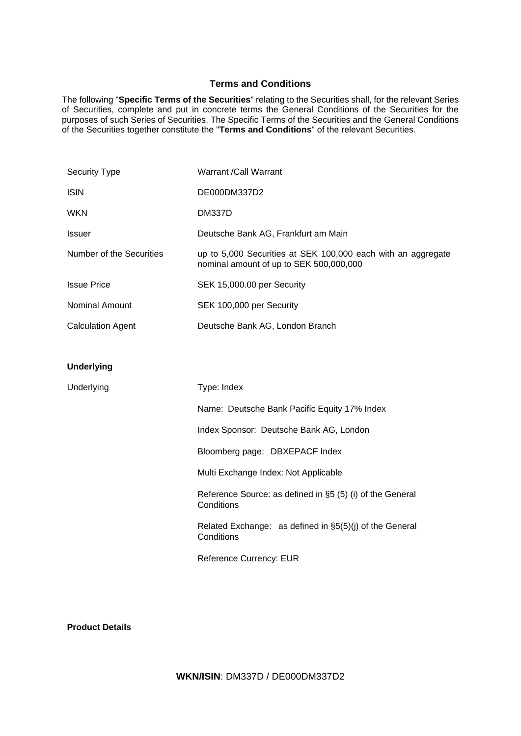# Terms and Conditions

The following "**Specific Terms of the Securities**" relating to the Securities shall, for the relevant Series of Securities, complete and put in concrete terms the General Conditions of the Securities for the purposes of such Series of Securities. The Specific Terms of the Securities and the General Conditions of the Securities together constitute the "**Terms and Conditions**" of the relevant Securities.

| | |
|---|---|
| Security Type | Warrant /Call Warrant |
| ISIN | DE000DM337D2 |
| WKN | DM337D |
| Issuer | Deutsche Bank AG, Frankfurt am Main |
| Number of the Securities | up to 5,000 Securities at SEK 100,000 each with an aggregate nominal amount of up to SEK 500,000,000 |
| Issue Price | SEK 15,000.00 per Security |
| Nominal Amount | SEK 100,000 per Security |
| Calculation Agent | Deutsche Bank AG, London Branch |

**Underlying**

| | |
|---|---|
| Underlying | Type: Index |
| | Name: Deutsche Bank Pacific Equity 17% Index |
| | Index Sponsor: Deutsche Bank AG, London |
| | Bloomberg page: DBXEPACF Index |
| | Multi Exchange Index: Not Applicable |
| | Reference Source: as defined in §5 (5) (i) of the General Conditions |
| | Related Exchange: as defined in §5(5)(j) of the General Conditions |
| | Reference Currency: EUR |

**Product Details**

**WKN/ISIN**: DM337D / DE000DM337D2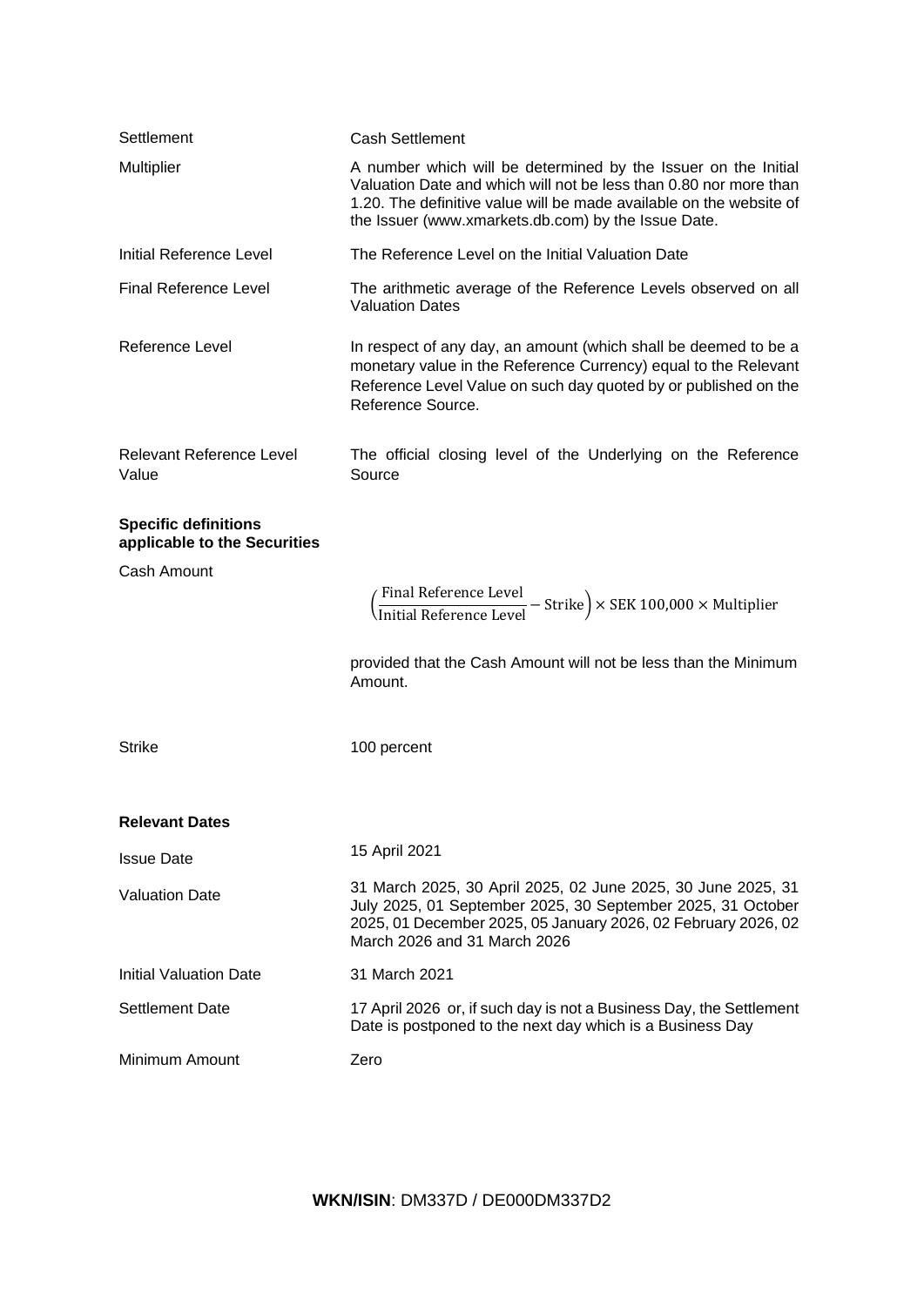| | |
|---|---|
| Settlement | Cash Settlement |
| Multiplier | A number which will be determined by the Issuer on the Initial Valuation Date and which will not be less than 0.80 nor more than 1.20. The definitive value will be made available on the website of the Issuer (www.xmarkets.db.com) by the Issue Date. |
| Initial Reference Level | The Reference Level on the Initial Valuation Date |
| Final Reference Level | The arithmetic average of the Reference Levels observed on all Valuation Dates |
| Reference Level | In respect of any day, an amount (which shall be deemed to be a monetary value in the Reference Currency) equal to the Relevant Reference Level Value on such day quoted by or published on the Reference Source. |
| Relevant Reference Level Value | The official closing level of the Underlying on the Reference Source |

**Specific definitions applicable to the Securities**

| | |
|---|---|
| Cash Amount | $\left(\frac{\text{Final Reference Level}}{\text{Initial Reference Level}} - \text{Strike}\right) \times \text{SEK } 100{,}000 \times \text{Multiplier}$ <br><br> provided that the Cash Amount will not be less than the Minimum Amount. |
| Strike | 100 percent |

**Relevant Dates**

| | |
|---|---|
| Issue Date | 15 April 2021 |
| Valuation Date | 31 March 2025, 30 April 2025, 02 June 2025, 30 June 2025, 31 July 2025, 01 September 2025, 30 September 2025, 31 October 2025, 01 December 2025, 05 January 2026, 02 February 2026, 02 March 2026 and 31 March 2026 |
| Initial Valuation Date | 31 March 2021 |
| Settlement Date | 17 April 2026 or, if such day is not a Business Day, the Settlement Date is postponed to the next day which is a Business Day |
| Minimum Amount | Zero |

**WKN/ISIN**: DM337D / DE000DM337D2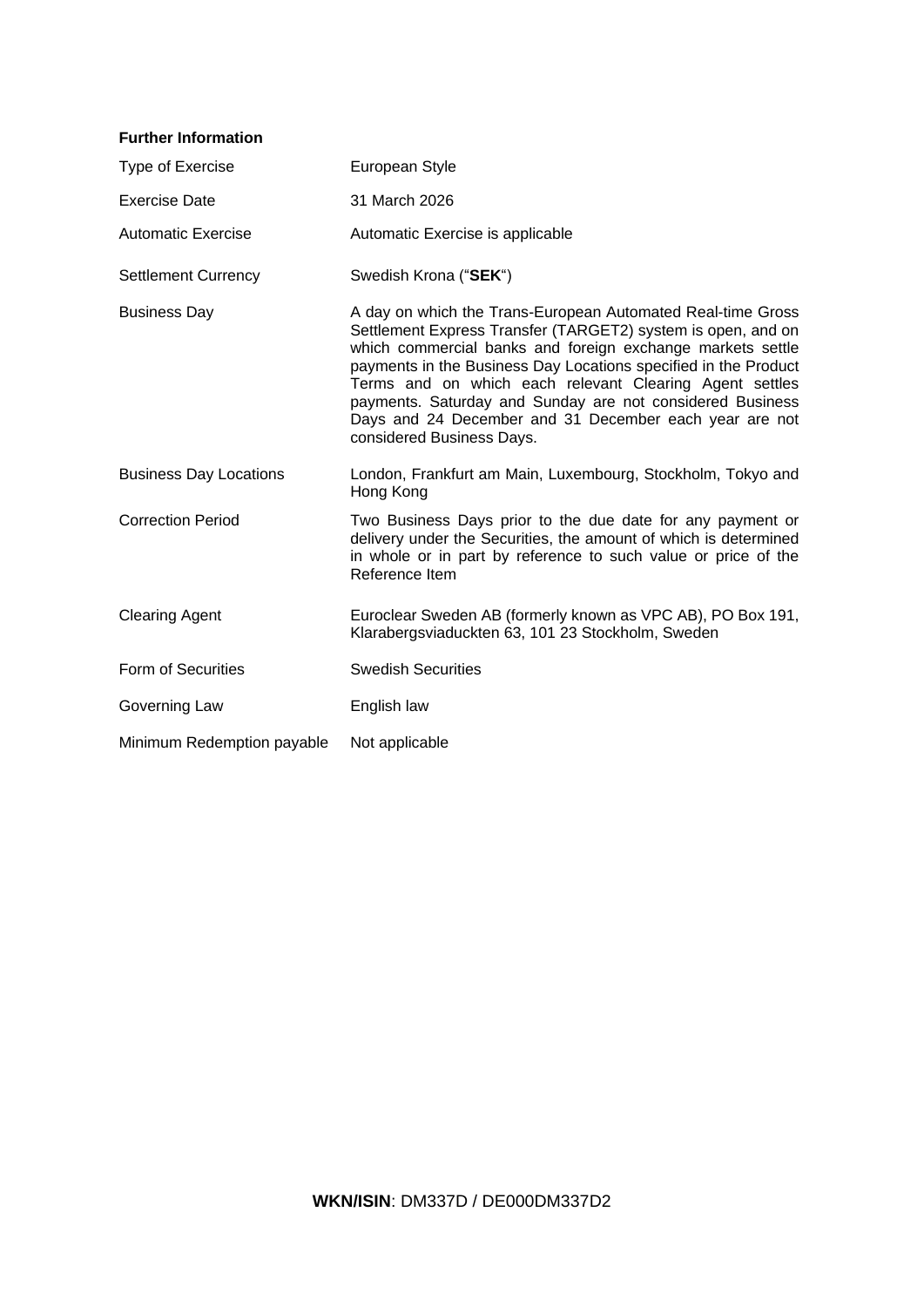**Further Information**

| | |
|---|---|
| Type of Exercise | European Style |
| Exercise Date | 31 March 2026 |
| Automatic Exercise | Automatic Exercise is applicable |
| Settlement Currency | Swedish Krona ("**SEK**") |
| Business Day | A day on which the Trans-European Automated Real-time Gross Settlement Express Transfer (TARGET2) system is open, and on which commercial banks and foreign exchange markets settle payments in the Business Day Locations specified in the Product Terms and on which each relevant Clearing Agent settles payments. Saturday and Sunday are not considered Business Days and 24 December and 31 December each year are not considered Business Days. |
| Business Day Locations | London, Frankfurt am Main, Luxembourg, Stockholm, Tokyo and Hong Kong |
| Correction Period | Two Business Days prior to the due date for any payment or delivery under the Securities, the amount of which is determined in whole or in part by reference to such value or price of the Reference Item |
| Clearing Agent | Euroclear Sweden AB (formerly known as VPC AB), PO Box 191, Klarabergsviaduckten 63, 101 23 Stockholm, Sweden |
| Form of Securities | Swedish Securities |
| Governing Law | English law |
| Minimum Redemption payable | Not applicable |

**WKN/ISIN**: DM337D / DE000DM337D2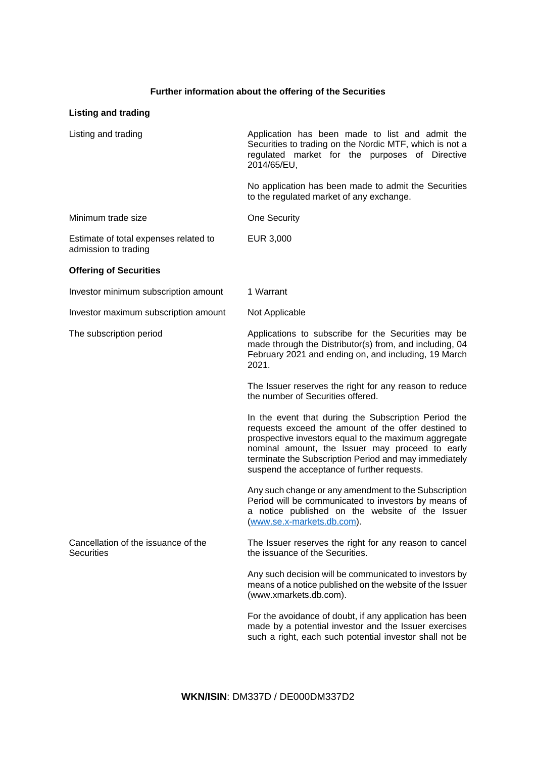## Further information about the offering of the Securities

### Listing and trading

| | |
|---|---|
| Listing and trading | Application has been made to list and admit the Securities to trading on the Nordic MTF, which is not a regulated market for the purposes of Directive 2014/65/EU,<br><br>No application has been made to admit the Securities to the regulated market of any exchange. |
| Minimum trade size | One Security |
| Estimate of total expenses related to admission to trading | EUR 3,000 |

### Offering of Securities

| | |
|---|---|
| Investor minimum subscription amount | 1 Warrant |
| Investor maximum subscription amount | Not Applicable |
| The subscription period | Applications to subscribe for the Securities may be made through the Distributor(s) from, and including, 04 February 2021 and ending on, and including, 19 March 2021.<br><br>The Issuer reserves the right for any reason to reduce the number of Securities offered.<br><br>In the event that during the Subscription Period the requests exceed the amount of the offer destined to prospective investors equal to the maximum aggregate nominal amount, the Issuer may proceed to early terminate the Subscription Period and may immediately suspend the acceptance of further requests.<br><br>Any such change or any amendment to the Subscription Period will be communicated to investors by means of a notice published on the website of the Issuer (www.se.x-markets.db.com). |
| Cancellation of the issuance of the Securities | The Issuer reserves the right for any reason to cancel the issuance of the Securities.<br><br>Any such decision will be communicated to investors by means of a notice published on the website of the Issuer (www.xmarkets.db.com).<br><br>For the avoidance of doubt, if any application has been made by a potential investor and the Issuer exercises such a right, each such potential investor shall not be |

**WKN/ISIN**: DM337D / DE000DM337D2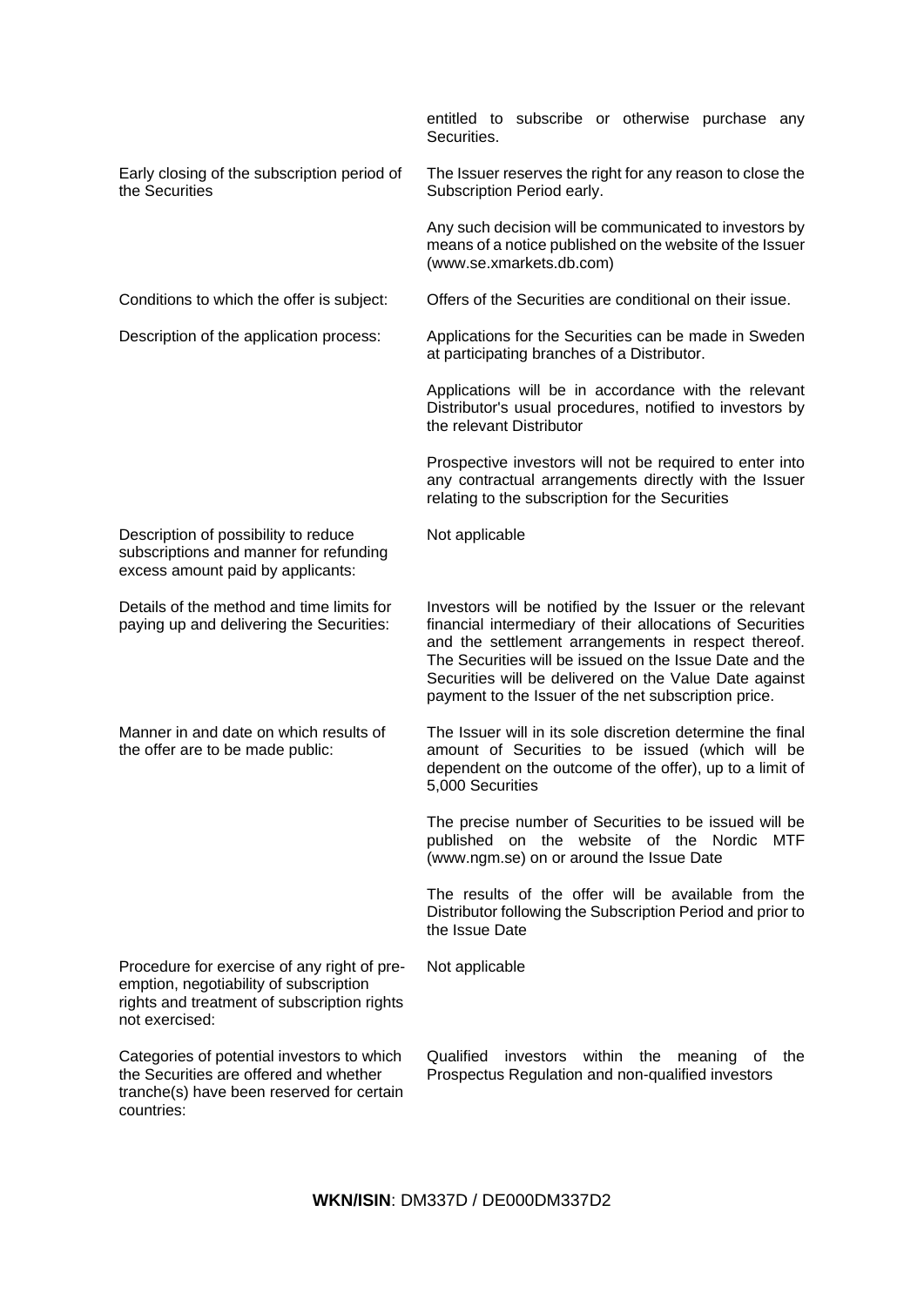| | |
|---|---|
| | entitled to subscribe or otherwise purchase any Securities. |
| Early closing of the subscription period of the Securities | The Issuer reserves the right for any reason to close the Subscription Period early.<br><br>Any such decision will be communicated to investors by means of a notice published on the website of the Issuer (www.se.xmarkets.db.com) |
| Conditions to which the offer is subject: | Offers of the Securities are conditional on their issue. |
| Description of the application process: | Applications for the Securities can be made in Sweden at participating branches of a Distributor.<br><br>Applications will be in accordance with the relevant Distributor's usual procedures, notified to investors by the relevant Distributor<br><br>Prospective investors will not be required to enter into any contractual arrangements directly with the Issuer relating to the subscription for the Securities |
| Description of possibility to reduce subscriptions and manner for refunding excess amount paid by applicants: | Not applicable |
| Details of the method and time limits for paying up and delivering the Securities: | Investors will be notified by the Issuer or the relevant financial intermediary of their allocations of Securities and the settlement arrangements in respect thereof. The Securities will be issued on the Issue Date and the Securities will be delivered on the Value Date against payment to the Issuer of the net subscription price. |
| Manner in and date on which results of the offer are to be made public: | The Issuer will in its sole discretion determine the final amount of Securities to be issued (which will be dependent on the outcome of the offer), up to a limit of 5,000 Securities<br><br>The precise number of Securities to be issued will be published on the website of the Nordic MTF (www.ngm.se) on or around the Issue Date<br><br>The results of the offer will be available from the Distributor following the Subscription Period and prior to the Issue Date |
| Procedure for exercise of any right of pre-emption, negotiability of subscription rights and treatment of subscription rights not exercised: | Not applicable |
| Categories of potential investors to which the Securities are offered and whether tranche(s) have been reserved for certain countries: | Qualified investors within the meaning of the Prospectus Regulation and non-qualified investors |

**WKN/ISIN**: DM337D / DE000DM337D2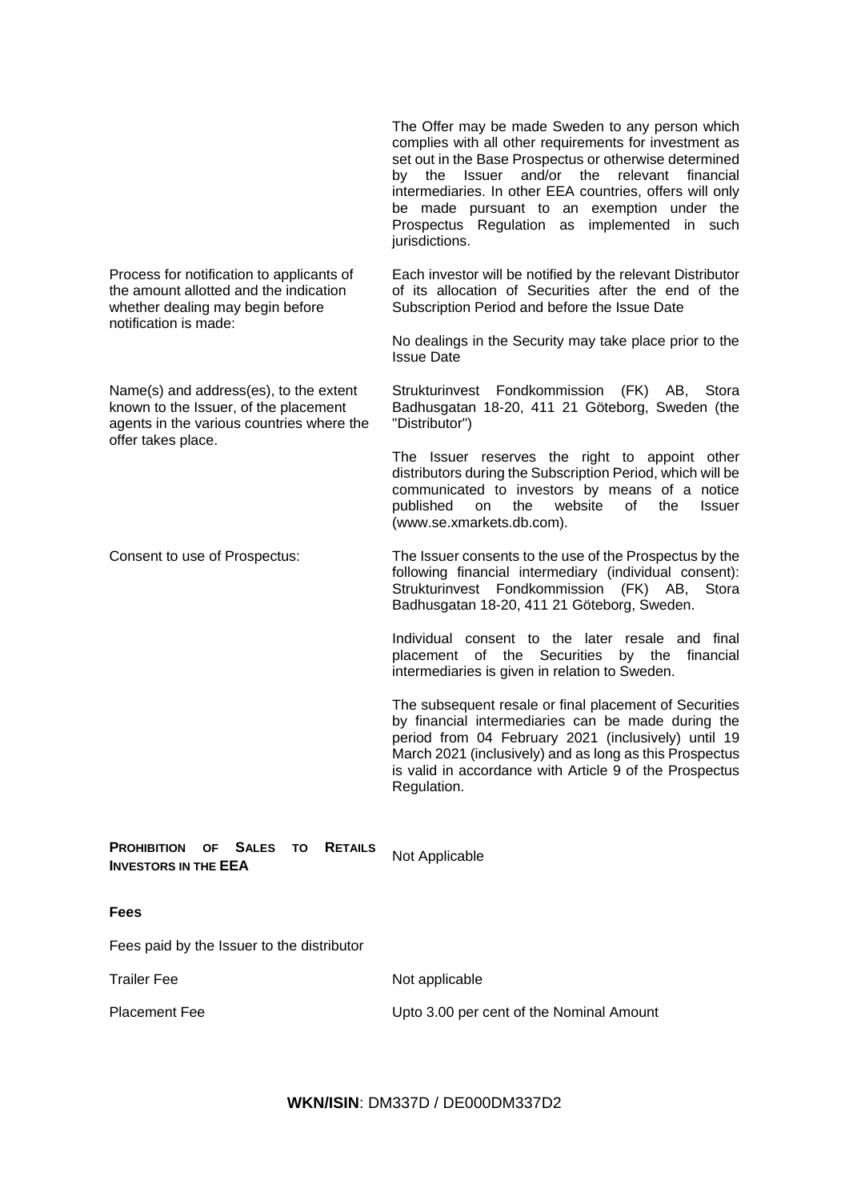|  |  |
| --- | --- |
|  | The Offer may be made Sweden to any person which complies with all other requirements for investment as set out in the Base Prospectus or otherwise determined by the Issuer and/or the relevant financial intermediaries. In other EEA countries, offers will only be made pursuant to an exemption under the Prospectus Regulation as implemented in such jurisdictions. |
| Process for notification to applicants of the amount allotted and the indication whether dealing may begin before notification is made: | Each investor will be notified by the relevant Distributor of its allocation of Securities after the end of the Subscription Period and before the Issue Date<br><br>No dealings in the Security may take place prior to the Issue Date |
| Name(s) and address(es), to the extent known to the Issuer, of the placement agents in the various countries where the offer takes place. | Strukturinvest Fondkommission (FK) AB, Stora Badhusgatan 18-20, 411 21 Göteborg, Sweden (the "Distributor")<br><br>The Issuer reserves the right to appoint other distributors during the Subscription Period, which will be communicated to investors by means of a notice published on the website of the Issuer (www.se.xmarkets.db.com). |
| Consent to use of Prospectus: | The Issuer consents to the use of the Prospectus by the following financial intermediary (individual consent): Strukturinvest Fondkommission (FK) AB, Stora Badhusgatan 18-20, 411 21 Göteborg, Sweden.<br><br>Individual consent to the later resale and final placement of the Securities by the financial intermediaries is given in relation to Sweden.<br><br>The subsequent resale or final placement of Securities by financial intermediaries can be made during the period from 04 February 2021 (inclusively) until 19 March 2021 (inclusively) and as long as this Prospectus is valid in accordance with Article 9 of the Prospectus Regulation. |

|  |  |
| --- | --- |
| **PROHIBITION OF SALES TO RETAILS INVESTORS IN THE EEA** | Not Applicable |

**Fees**

|  |  |
| --- | --- |
| Fees paid by the Issuer to the distributor |  |
| Trailer Fee | Not applicable |
| Placement Fee | Upto 3.00 per cent of the Nominal Amount |

**WKN/ISIN**: DM337D / DE000DM337D2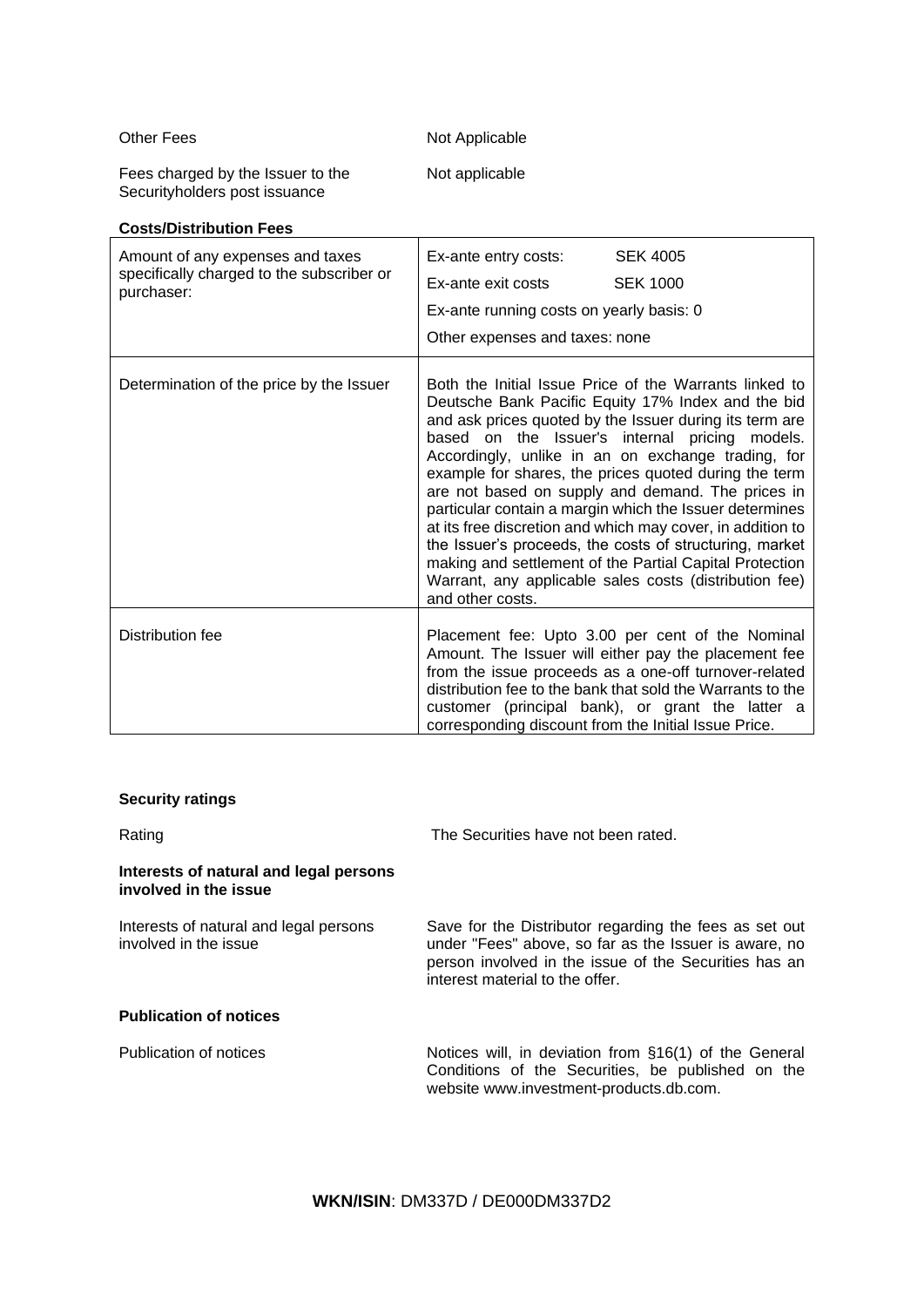| | |
|---|---|
| Other Fees | Not Applicable |
| Fees charged by the Issuer to the Securityholders post issuance | Not applicable |

**Costs/Distribution Fees**

| | |
|---|---|
| Amount of any expenses and taxes specifically charged to the subscriber or purchaser: | Ex-ante entry costs: SEK 4005<br>Ex-ante exit costs SEK 1000<br>Ex-ante running costs on yearly basis: 0<br>Other expenses and taxes: none |
| Determination of the price by the Issuer | Both the Initial Issue Price of the Warrants linked to Deutsche Bank Pacific Equity 17% Index and the bid and ask prices quoted by the Issuer during its term are based on the Issuer's internal pricing models. Accordingly, unlike in an on exchange trading, for example for shares, the prices quoted during the term are not based on supply and demand. The prices in particular contain a margin which the Issuer determines at its free discretion and which may cover, in addition to the Issuer's proceeds, the costs of structuring, market making and settlement of the Partial Capital Protection Warrant, any applicable sales costs (distribution fee) and other costs. |
| Distribution fee | Placement fee: Upto 3.00 per cent of the Nominal Amount. The Issuer will either pay the placement fee from the issue proceeds as a one-off turnover-related distribution fee to the bank that sold the Warrants to the customer (principal bank), or grant the latter a corresponding discount from the Initial Issue Price. |

**Security ratings**

| | |
|---|---|
| Rating | The Securities have not been rated. |

**Interests of natural and legal persons involved in the issue**

| | |
|---|---|
| Interests of natural and legal persons involved in the issue | Save for the Distributor regarding the fees as set out under "Fees" above, so far as the Issuer is aware, no person involved in the issue of the Securities has an interest material to the offer. |

**Publication of notices**

| | |
|---|---|
| Publication of notices | Notices will, in deviation from §16(1) of the General Conditions of the Securities, be published on the website www.investment-products.db.com. |

**WKN/ISIN**: DM337D / DE000DM337D2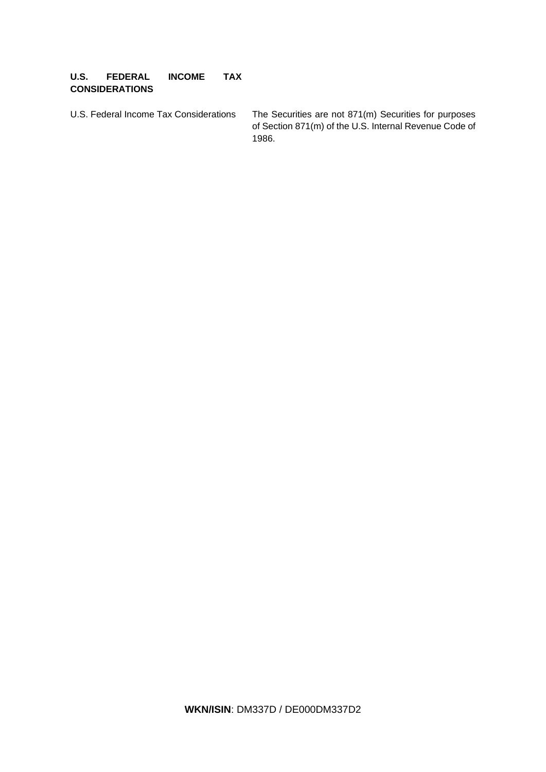## U.S. FEDERAL INCOME TAX CONSIDERATIONS

| | |
|---|---|
| U.S. Federal Income Tax Considerations | The Securities are not 871(m) Securities for purposes of Section 871(m) of the U.S. Internal Revenue Code of 1986. |

**WKN/ISIN**: DM337D / DE000DM337D2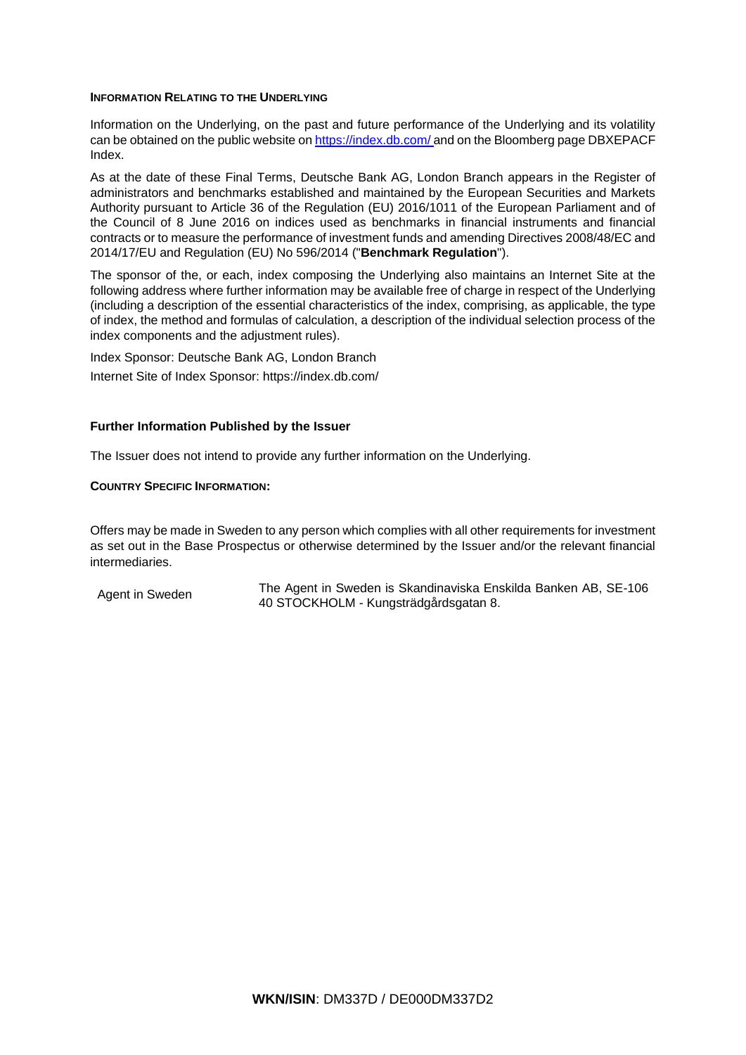### INFORMATION RELATING TO THE UNDERLYING

Information on the Underlying, on the past and future performance of the Underlying and its volatility can be obtained on the public website on https://index.db.com/ and on the Bloomberg page DBXEPACF Index.

As at the date of these Final Terms, Deutsche Bank AG, London Branch appears in the Register of administrators and benchmarks established and maintained by the European Securities and Markets Authority pursuant to Article 36 of the Regulation (EU) 2016/1011 of the European Parliament and of the Council of 8 June 2016 on indices used as benchmarks in financial instruments and financial contracts or to measure the performance of investment funds and amending Directives 2008/48/EC and 2014/17/EU and Regulation (EU) No 596/2014 ("**Benchmark Regulation**").

The sponsor of the, or each, index composing the Underlying also maintains an Internet Site at the following address where further information may be available free of charge in respect of the Underlying (including a description of the essential characteristics of the index, comprising, as applicable, the type of index, the method and formulas of calculation, a description of the individual selection process of the index components and the adjustment rules).

Index Sponsor: Deutsche Bank AG, London Branch

Internet Site of Index Sponsor: https://index.db.com/

### Further Information Published by the Issuer

The Issuer does not intend to provide any further information on the Underlying.

### COUNTRY SPECIFIC INFORMATION:

Offers may be made in Sweden to any person which complies with all other requirements for investment as set out in the Base Prospectus or otherwise determined by the Issuer and/or the relevant financial intermediaries.

| | |
|---|---|
| Agent in Sweden | The Agent in Sweden is Skandinaviska Enskilda Banken AB, SE-106 40 STOCKHOLM - Kungsträdgårdsgatan 8. |

**WKN/ISIN**: DM337D / DE000DM337D2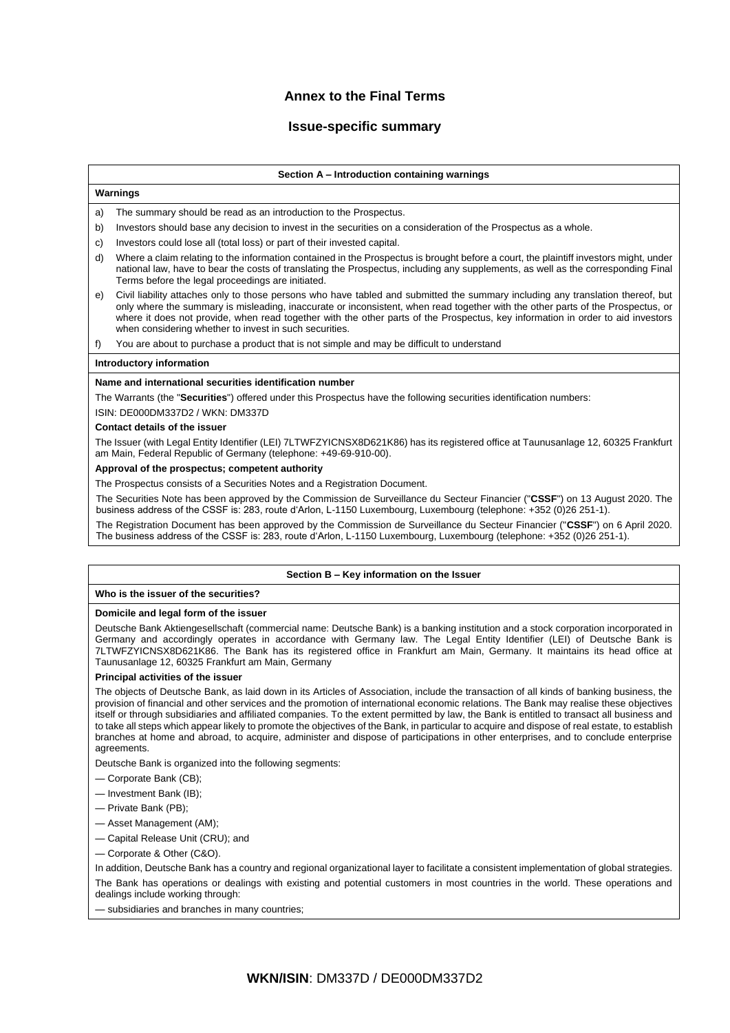# Annex to the Final Terms

## Issue-specific summary

### Section A – Introduction containing warnings

**Warnings**

a) The summary should be read as an introduction to the Prospectus.

b) Investors should base any decision to invest in the securities on a consideration of the Prospectus as a whole.

c) Investors could lose all (total loss) or part of their invested capital.

d) Where a claim relating to the information contained in the Prospectus is brought before a court, the plaintiff investors might, under national law, have to bear the costs of translating the Prospectus, including any supplements, as well as the corresponding Final Terms before the legal proceedings are initiated.

e) Civil liability attaches only to those persons who have tabled and submitted the summary including any translation thereof, but only where the summary is misleading, inaccurate or inconsistent, when read together with the other parts of the Prospectus, or where it does not provide, when read together with the other parts of the Prospectus, key information in order to aid investors when considering whether to invest in such securities.

f) You are about to purchase a product that is not simple and may be difficult to understand

**Introductory information**

**Name and international securities identification number**

The Warrants (the "**Securities**") offered under this Prospectus have the following securities identification numbers:

ISIN: DE000DM337D2 / WKN: DM337D

**Contact details of the issuer**

The Issuer (with Legal Entity Identifier (LEI) 7LTWFZYICNSX8D621K86) has its registered office at Taunusanlage 12, 60325 Frankfurt am Main, Federal Republic of Germany (telephone: +49-69-910-00).

**Approval of the prospectus; competent authority**

The Prospectus consists of a Securities Notes and a Registration Document.

The Securities Note has been approved by the Commission de Surveillance du Secteur Financier ("**CSSF**") on 13 August 2020. The business address of the CSSF is: 283, route d'Arlon, L-1150 Luxembourg, Luxembourg (telephone: +352 (0)26 251-1).

The Registration Document has been approved by the Commission de Surveillance du Secteur Financier ("**CSSF**") on 6 April 2020. The business address of the CSSF is: 283, route d'Arlon, L-1150 Luxembourg, Luxembourg (telephone: +352 (0)26 251-1).

### Section B – Key information on the Issuer

**Who is the issuer of the securities?**

**Domicile and legal form of the issuer**

Deutsche Bank Aktiengesellschaft (commercial name: Deutsche Bank) is a banking institution and a stock corporation incorporated in Germany and accordingly operates in accordance with Germany law. The Legal Entity Identifier (LEI) of Deutsche Bank is 7LTWFZYICNSX8D621K86. The Bank has its registered office in Frankfurt am Main, Germany. It maintains its head office at Taunusanlage 12, 60325 Frankfurt am Main, Germany

**Principal activities of the issuer**

The objects of Deutsche Bank, as laid down in its Articles of Association, include the transaction of all kinds of banking business, the provision of financial and other services and the promotion of international economic relations. The Bank may realise these objectives itself or through subsidiaries and affiliated companies. To the extent permitted by law, the Bank is entitled to transact all business and to take all steps which appear likely to promote the objectives of the Bank, in particular to acquire and dispose of real estate, to establish branches at home and abroad, to acquire, administer and dispose of participations in other enterprises, and to conclude enterprise agreements.

Deutsche Bank is organized into the following segments:

— Corporate Bank (CB);

— Investment Bank (IB);

— Private Bank (PB);

— Asset Management (AM);

— Capital Release Unit (CRU); and

— Corporate & Other (C&O).

In addition, Deutsche Bank has a country and regional organizational layer to facilitate a consistent implementation of global strategies.

The Bank has operations or dealings with existing and potential customers in most countries in the world. These operations and dealings include working through:

— subsidiaries and branches in many countries;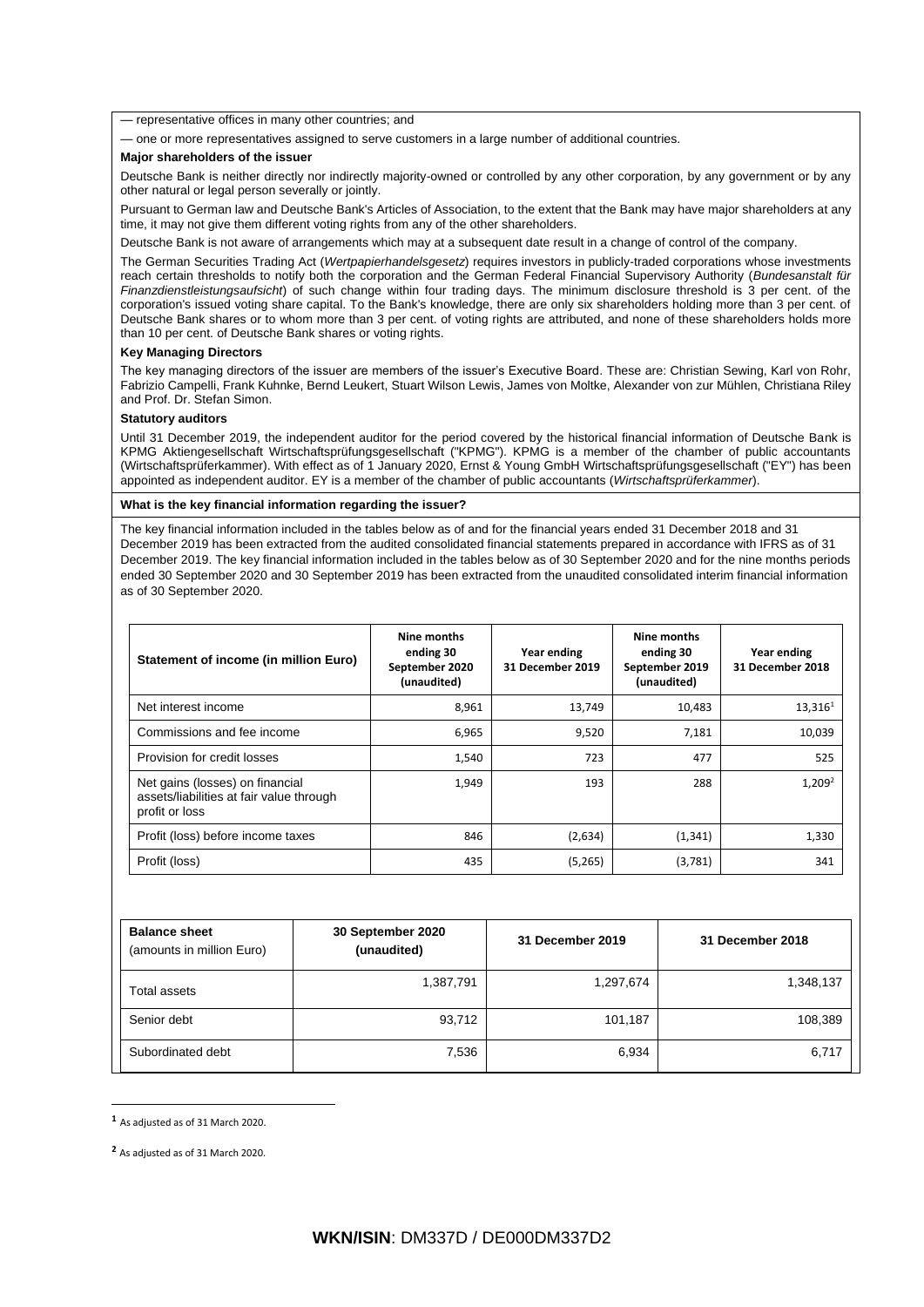— representative offices in many other countries; and

— one or more representatives assigned to serve customers in a large number of additional countries.

**Major shareholders of the issuer**

Deutsche Bank is neither directly nor indirectly majority-owned or controlled by any other corporation, by any government or by any other natural or legal person severally or jointly.

Pursuant to German law and Deutsche Bank's Articles of Association, to the extent that the Bank may have major shareholders at any time, it may not give them different voting rights from any of the other shareholders.

Deutsche Bank is not aware of arrangements which may at a subsequent date result in a change of control of the company.

The German Securities Trading Act (*Wertpapierhandelsgesetz*) requires investors in publicly-traded corporations whose investments reach certain thresholds to notify both the corporation and the German Federal Financial Supervisory Authority (*Bundesanstalt für Finanzdienstleistungsaufsicht*) of such change within four trading days. The minimum disclosure threshold is 3 per cent. of the corporation's issued voting share capital. To the Bank's knowledge, there are only six shareholders holding more than 3 per cent. of Deutsche Bank shares or to whom more than 3 per cent. of voting rights are attributed, and none of these shareholders holds more than 10 per cent. of Deutsche Bank shares or voting rights.

**Key Managing Directors**

The key managing directors of the issuer are members of the issuer's Executive Board. These are: Christian Sewing, Karl von Rohr, Fabrizio Campelli, Frank Kuhnke, Bernd Leukert, Stuart Wilson Lewis, James von Moltke, Alexander von zur Mühlen, Christiana Riley and Prof. Dr. Stefan Simon.

**Statutory auditors**

Until 31 December 2019, the independent auditor for the period covered by the historical financial information of Deutsche Bank is KPMG Aktiengesellschaft Wirtschaftsprüfungsgesellschaft ("KPMG"). KPMG is a member of the chamber of public accountants (Wirtschaftsprüferkammer). With effect as of 1 January 2020, Ernst & Young GmbH Wirtschaftsprüfungsgesellschaft ("EY") has been appointed as independent auditor. EY is a member of the chamber of public accountants (*Wirtschaftsprüferkammer*).

**What is the key financial information regarding the issuer?**

The key financial information included in the tables below as of and for the financial years ended 31 December 2018 and 31 December 2019 has been extracted from the audited consolidated financial statements prepared in accordance with IFRS as of 31 December 2019. The key financial information included in the tables below as of 30 September 2020 and for the nine months periods ended 30 September 2020 and 30 September 2019 has been extracted from the unaudited consolidated interim financial information as of 30 September 2020.

| Statement of income (in million Euro) | Nine months ending 30 September 2020 (unaudited) | Year ending 31 December 2019 | Nine months ending 30 September 2019 (unaudited) | Year ending 31 December 2018 |
|---|---|---|---|---|
| Net interest income | 8,961 | 13,749 | 10,483 | 13,316[1] |
| Commissions and fee income | 6,965 | 9,520 | 7,181 | 10,039 |
| Provision for credit losses | 1,540 | 723 | 477 | 525 |
| Net gains (losses) on financial assets/liabilities at fair value through profit or loss | 1,949 | 193 | 288 | 1,209[2] |
| Profit (loss) before income taxes | 846 | (2,634) | (1,341) | 1,330 |
| Profit (loss) | 435 | (5,265) | (3,781) | 341 |

| Balance sheet (amounts in million Euro) | 30 September 2020 (unaudited) | 31 December 2019 | 31 December 2018 |
|---|---|---|---|
| Total assets | 1,387,791 | 1,297,674 | 1,348,137 |
| Senior debt | 93,712 | 101,187 | 108,389 |
| Subordinated debt | 7,536 | 6,934 | 6,717 |

[1] As adjusted as of 31 March 2020.

[2] As adjusted as of 31 March 2020.

**WKN/ISIN**: DM337D / DE000DM337D2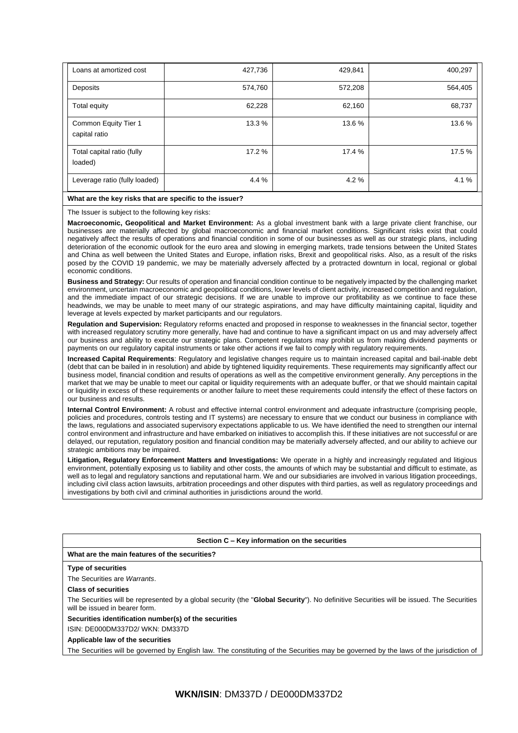| | | | |
|---|---|---|---|
| Loans at amortized cost | 427,736 | 429,841 | 400,297 |
| Deposits | 574,760 | 572,208 | 564,405 |
| Total equity | 62,228 | 62,160 | 68,737 |
| Common Equity Tier 1 capital ratio | 13.3 % | 13.6 % | 13.6 % |
| Total capital ratio (fully loaded) | 17.2 % | 17.4 % | 17.5 % |
| Leverage ratio (fully loaded) | 4.4 % | 4.2 % | 4.1 % |

**What are the key risks that are specific to the issuer?**

The Issuer is subject to the following key risks:

**Macroeconomic, Geopolitical and Market Environment:** As a global investment bank with a large private client franchise, our businesses are materially affected by global macroeconomic and financial market conditions. Significant risks exist that could negatively affect the results of operations and financial condition in some of our businesses as well as our strategic plans, including deterioration of the economic outlook for the euro area and slowing in emerging markets, trade tensions between the United States and China as well between the United States and Europe, inflation risks, Brexit and geopolitical risks. Also, as a result of the risks posed by the COVID 19 pandemic, we may be materially adversely affected by a protracted downturn in local, regional or global economic conditions.

**Business and Strategy:** Our results of operation and financial condition continue to be negatively impacted by the challenging market environment, uncertain macroeconomic and geopolitical conditions, lower levels of client activity, increased competition and regulation, and the immediate impact of our strategic decisions. If we are unable to improve our profitability as we continue to face these headwinds, we may be unable to meet many of our strategic aspirations, and may have difficulty maintaining capital, liquidity and leverage at levels expected by market participants and our regulators.

**Regulation and Supervision:** Regulatory reforms enacted and proposed in response to weaknesses in the financial sector, together with increased regulatory scrutiny more generally, have had and continue to have a significant impact on us and may adversely affect our business and ability to execute our strategic plans. Competent regulators may prohibit us from making dividend payments or payments on our regulatory capital instruments or take other actions if we fail to comply with regulatory requirements.

**Increased Capital Requirements**: Regulatory and legislative changes require us to maintain increased capital and bail-inable debt (debt that can be bailed in in resolution) and abide by tightened liquidity requirements. These requirements may significantly affect our business model, financial condition and results of operations as well as the competitive environment generally. Any perceptions in the market that we may be unable to meet our capital or liquidity requirements with an adequate buffer, or that we should maintain capital or liquidity in excess of these requirements or another failure to meet these requirements could intensify the effect of these factors on our business and results.

**Internal Control Environment:** A robust and effective internal control environment and adequate infrastructure (comprising people, policies and procedures, controls testing and IT systems) are necessary to ensure that we conduct our business in compliance with the laws, regulations and associated supervisory expectations applicable to us. We have identified the need to strengthen our internal control environment and infrastructure and have embarked on initiatives to accomplish this. If these initiatives are not successful or are delayed, our reputation, regulatory position and financial condition may be materially adversely affected, and our ability to achieve our strategic ambitions may be impaired.

**Litigation, Regulatory Enforcement Matters and Investigations:** We operate in a highly and increasingly regulated and litigious environment, potentially exposing us to liability and other costs, the amounts of which may be substantial and difficult to estimate, as well as to legal and regulatory sanctions and reputational harm. We and our subsidiaries are involved in various litigation proceedings, including civil class action lawsuits, arbitration proceedings and other disputes with third parties, as well as regulatory proceedings and investigations by both civil and criminal authorities in jurisdictions around the world.

## Section C – Key information on the securities

**What are the main features of the securities?**

**Type of securities**

The Securities are *Warrants*.

**Class of securities**

The Securities will be represented by a global security (the "**Global Security**"). No definitive Securities will be issued. The Securities will be issued in bearer form.

**Securities identification number(s) of the securities**

ISIN: DE000DM337D2/ WKN: DM337D

**Applicable law of the securities**

The Securities will be governed by English law. The constituting of the Securities may be governed by the laws of the jurisdiction of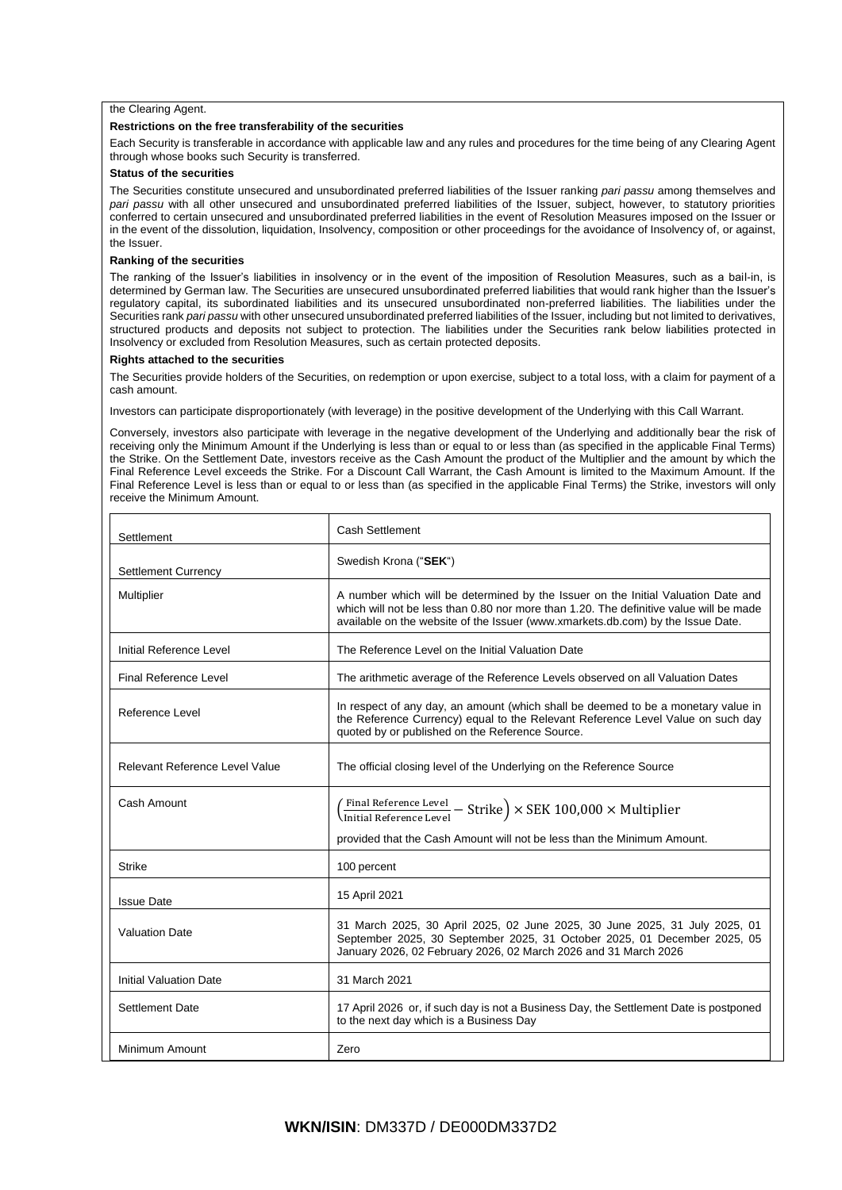the Clearing Agent.

**Restrictions on the free transferability of the securities**

Each Security is transferable in accordance with applicable law and any rules and procedures for the time being of any Clearing Agent through whose books such Security is transferred.

**Status of the securities**

The Securities constitute unsecured and unsubordinated preferred liabilities of the Issuer ranking *pari passu* among themselves and *pari passu* with all other unsecured and unsubordinated preferred liabilities of the Issuer, subject, however, to statutory priorities conferred to certain unsecured and unsubordinated preferred liabilities in the event of Resolution Measures imposed on the Issuer or in the event of the dissolution, liquidation, Insolvency, composition or other proceedings for the avoidance of Insolvency of, or against, the Issuer.

**Ranking of the securities**

The ranking of the Issuer's liabilities in insolvency or in the event of the imposition of Resolution Measures, such as a bail-in, is determined by German law. The Securities are unsecured unsubordinated preferred liabilities that would rank higher than the Issuer's regulatory capital, its subordinated liabilities and its unsecured unsubordinated non-preferred liabilities. The liabilities under the Securities rank *pari passu* with other unsecured unsubordinated preferred liabilities of the Issuer, including but not limited to derivatives, structured products and deposits not subject to protection. The liabilities under the Securities rank below liabilities protected in Insolvency or excluded from Resolution Measures, such as certain protected deposits.

**Rights attached to the securities**

The Securities provide holders of the Securities, on redemption or upon exercise, subject to a total loss, with a claim for payment of a cash amount.

Investors can participate disproportionately (with leverage) in the positive development of the Underlying with this Call Warrant.

Conversely, investors also participate with leverage in the negative development of the Underlying and additionally bear the risk of receiving only the Minimum Amount if the Underlying is less than or equal to or less than (as specified in the applicable Final Terms) the Strike. On the Settlement Date, investors receive as the Cash Amount the product of the Multiplier and the amount by which the Final Reference Level exceeds the Strike. For a Discount Call Warrant, the Cash Amount is limited to the Maximum Amount. If the Final Reference Level is less than or equal to or less than (as specified in the applicable Final Terms) the Strike, investors will only receive the Minimum Amount.

| | |
|---|---|
| Settlement | Cash Settlement |
| Settlement Currency | Swedish Krona ("**SEK**") |
| Multiplier | A number which will be determined by the Issuer on the Initial Valuation Date and which will not be less than 0.80 nor more than 1.20. The definitive value will be made available on the website of the Issuer (www.xmarkets.db.com) by the Issue Date. |
| Initial Reference Level | The Reference Level on the Initial Valuation Date |
| Final Reference Level | The arithmetic average of the Reference Levels observed on all Valuation Dates |
| Reference Level | In respect of any day, an amount (which shall be deemed to be a monetary value in the Reference Currency) equal to the Relevant Reference Level Value on such day quoted by or published on the Reference Source. |
| Relevant Reference Level Value | The official closing level of the Underlying on the Reference Source |
| Cash Amount | $\left(\frac{\text{Final Reference Level}}{\text{Initial Reference Level}} - \text{Strike}\right) \times \text{SEK } 100{,}000 \times \text{Multiplier}$ <br> provided that the Cash Amount will not be less than the Minimum Amount. |
| Strike | 100 percent |
| Issue Date | 15 April 2021 |
| Valuation Date | 31 March 2025, 30 April 2025, 02 June 2025, 30 June 2025, 31 July 2025, 01 September 2025, 30 September 2025, 31 October 2025, 01 December 2025, 05 January 2026, 02 February 2026, 02 March 2026 and 31 March 2026 |
| Initial Valuation Date | 31 March 2021 |
| Settlement Date | 17 April 2026 or, if such day is not a Business Day, the Settlement Date is postponed to the next day which is a Business Day |
| Minimum Amount | Zero |

**WKN/ISIN**: DM337D / DE000DM337D2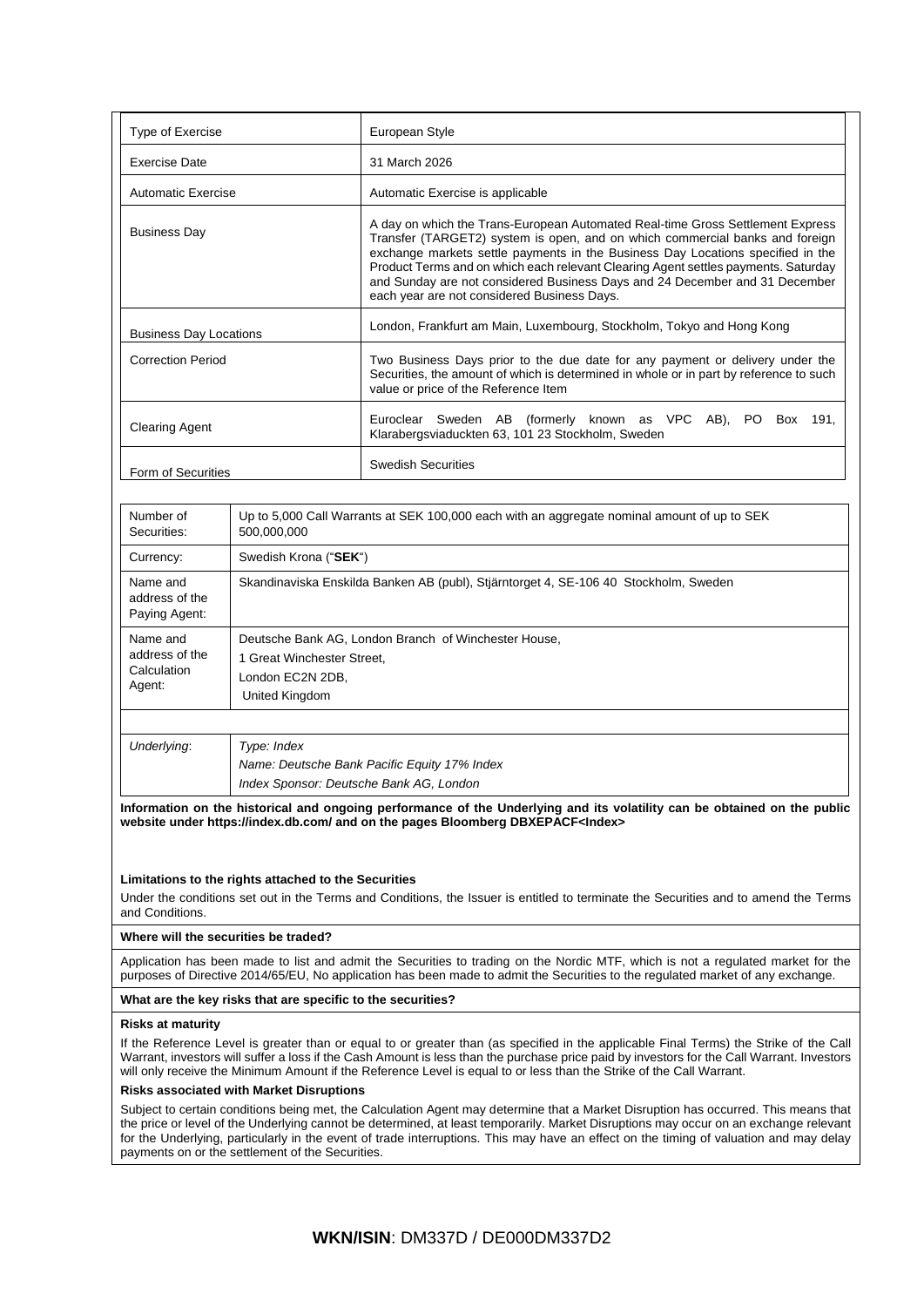| Type of Exercise | European Style |
|---|---|
| Exercise Date | 31 March 2026 |
| Automatic Exercise | Automatic Exercise is applicable |
| Business Day | A day on which the Trans-European Automated Real-time Gross Settlement Express Transfer (TARGET2) system is open, and on which commercial banks and foreign exchange markets settle payments in the Business Day Locations specified in the Product Terms and on which each relevant Clearing Agent settles payments. Saturday and Sunday are not considered Business Days and 24 December and 31 December each year are not considered Business Days. |
| Business Day Locations | London, Frankfurt am Main, Luxembourg, Stockholm, Tokyo and Hong Kong |
| Correction Period | Two Business Days prior to the due date for any payment or delivery under the Securities, the amount of which is determined in whole or in part by reference to such value or price of the Reference Item |
| Clearing Agent | Euroclear Sweden AB (formerly known as VPC AB), PO Box 191, Klarabergsviaduckten 63, 101 23 Stockholm, Sweden |
| Form of Securities | Swedish Securities |

| Number of Securities: | Up to 5,000 Call Warrants at SEK 100,000 each with an aggregate nominal amount of up to SEK 500,000,000 |
|---|---|
| Currency: | Swedish Krona ("**SEK**") |
| Name and address of the Paying Agent: | Skandinaviska Enskilda Banken AB (publ), Stjärntorget 4, SE-106 40 Stockholm, Sweden |
| Name and address of the Calculation Agent: | Deutsche Bank AG, London Branch of Winchester House, 1 Great Winchester Street, London EC2N 2DB, United Kingdom |
| | |
| *Underlying*: | *Type: Index*<br>*Name: Deutsche Bank Pacific Equity 17% Index*<br>*Index Sponsor: Deutsche Bank AG, London* |

**Information on the historical and ongoing performance of the Underlying and its volatility can be obtained on the public website under https://index.db.com/ and on the pages Bloomberg DBXEPACF<Index>**

**Limitations to the rights attached to the Securities**

Under the conditions set out in the Terms and Conditions, the Issuer is entitled to terminate the Securities and to amend the Terms and Conditions.

**Where will the securities be traded?**

Application has been made to list and admit the Securities to trading on the Nordic MTF, which is not a regulated market for the purposes of Directive 2014/65/EU, No application has been made to admit the Securities to the regulated market of any exchange.

**What are the key risks that are specific to the securities?**

**Risks at maturity**

If the Reference Level is greater than or equal to or greater than (as specified in the applicable Final Terms) the Strike of the Call Warrant, investors will suffer a loss if the Cash Amount is less than the purchase price paid by investors for the Call Warrant. Investors will only receive the Minimum Amount if the Reference Level is equal to or less than the Strike of the Call Warrant.

**Risks associated with Market Disruptions**

Subject to certain conditions being met, the Calculation Agent may determine that a Market Disruption has occurred. This means that the price or level of the Underlying cannot be determined, at least temporarily. Market Disruptions may occur on an exchange relevant for the Underlying, particularly in the event of trade interruptions. This may have an effect on the timing of valuation and may delay payments on or the settlement of the Securities.

**WKN/ISIN**: DM337D / DE000DM337D2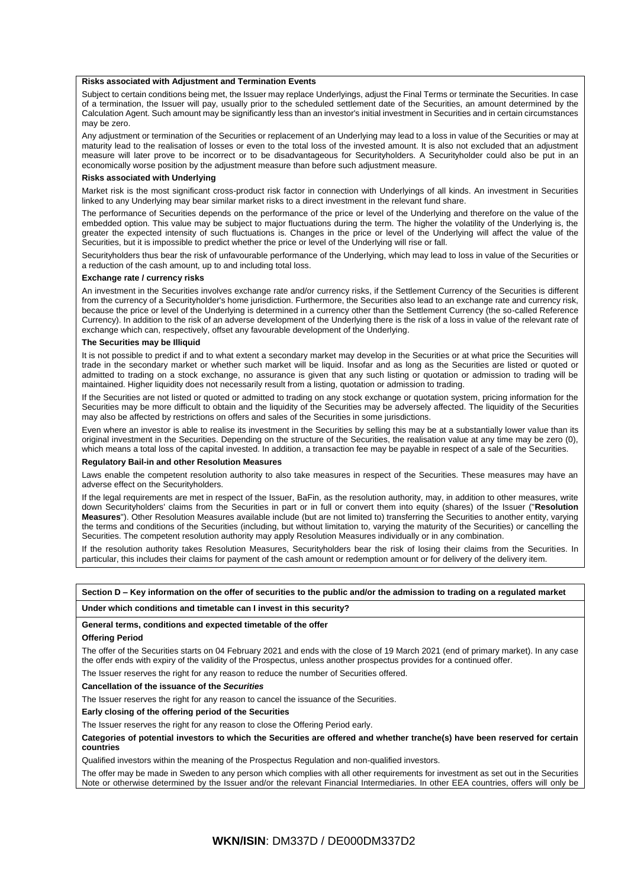**Risks associated with Adjustment and Termination Events**

Subject to certain conditions being met, the Issuer may replace Underlyings, adjust the Final Terms or terminate the Securities. In case of a termination, the Issuer will pay, usually prior to the scheduled settlement date of the Securities, an amount determined by the Calculation Agent. Such amount may be significantly less than an investor's initial investment in Securities and in certain circumstances may be zero.

Any adjustment or termination of the Securities or replacement of an Underlying may lead to a loss in value of the Securities or may at maturity lead to the realisation of losses or even to the total loss of the invested amount. It is also not excluded that an adjustment measure will later prove to be incorrect or to be disadvantageous for Securityholders. A Securityholder could also be put in an economically worse position by the adjustment measure than before such adjustment measure.

**Risks associated with Underlying**

Market risk is the most significant cross-product risk factor in connection with Underlyings of all kinds. An investment in Securities linked to any Underlying may bear similar market risks to a direct investment in the relevant fund share.

The performance of Securities depends on the performance of the price or level of the Underlying and therefore on the value of the embedded option. This value may be subject to major fluctuations during the term. The higher the volatility of the Underlying is, the greater the expected intensity of such fluctuations is. Changes in the price or level of the Underlying will affect the value of the Securities, but it is impossible to predict whether the price or level of the Underlying will rise or fall.

Securityholders thus bear the risk of unfavourable performance of the Underlying, which may lead to loss in value of the Securities or a reduction of the cash amount, up to and including total loss.

**Exchange rate / currency risks**

An investment in the Securities involves exchange rate and/or currency risks, if the Settlement Currency of the Securities is different from the currency of a Securityholder's home jurisdiction. Furthermore, the Securities also lead to an exchange rate and currency risk, because the price or level of the Underlying is determined in a currency other than the Settlement Currency (the so-called Reference Currency). In addition to the risk of an adverse development of the Underlying there is the risk of a loss in value of the relevant rate of exchange which can, respectively, offset any favourable development of the Underlying.

**The Securities may be Illiquid**

It is not possible to predict if and to what extent a secondary market may develop in the Securities or at what price the Securities will trade in the secondary market or whether such market will be liquid. Insofar and as long as the Securities are listed or quoted or admitted to trading on a stock exchange, no assurance is given that any such listing or quotation or admission to trading will be maintained. Higher liquidity does not necessarily result from a listing, quotation or admission to trading.

If the Securities are not listed or quoted or admitted to trading on any stock exchange or quotation system, pricing information for the Securities may be more difficult to obtain and the liquidity of the Securities may be adversely affected. The liquidity of the Securities may also be affected by restrictions on offers and sales of the Securities in some jurisdictions.

Even where an investor is able to realise its investment in the Securities by selling this may be at a substantially lower value than its original investment in the Securities. Depending on the structure of the Securities, the realisation value at any time may be zero (0), which means a total loss of the capital invested. In addition, a transaction fee may be payable in respect of a sale of the Securities.

**Regulatory Bail-in and other Resolution Measures**

Laws enable the competent resolution authority to also take measures in respect of the Securities. These measures may have an adverse effect on the Securityholders.

If the legal requirements are met in respect of the Issuer, BaFin, as the resolution authority, may, in addition to other measures, write down Securityholders' claims from the Securities in part or in full or convert them into equity (shares) of the Issuer ("**Resolution Measures**"). Other Resolution Measures available include (but are not limited to) transferring the Securities to another entity, varying the terms and conditions of the Securities (including, but without limitation to, varying the maturity of the Securities) or cancelling the Securities. The competent resolution authority may apply Resolution Measures individually or in any combination.

If the resolution authority takes Resolution Measures, Securityholders bear the risk of losing their claims from the Securities. In particular, this includes their claims for payment of the cash amount or redemption amount or for delivery of the delivery item.

**Section D – Key information on the offer of securities to the public and/or the admission to trading on a regulated market**

**Under which conditions and timetable can I invest in this security?**

**General terms, conditions and expected timetable of the offer**

**Offering Period**

The offer of the Securities starts on 04 February 2021 and ends with the close of 19 March 2021 (end of primary market). In any case the offer ends with expiry of the validity of the Prospectus, unless another prospectus provides for a continued offer.

The Issuer reserves the right for any reason to reduce the number of Securities offered.

**Cancellation of the issuance of the *Securities***

The Issuer reserves the right for any reason to cancel the issuance of the Securities.

**Early closing of the offering period of the Securities**

The Issuer reserves the right for any reason to close the Offering Period early.

**Categories of potential investors to which the Securities are offered and whether tranche(s) have been reserved for certain countries**

Qualified investors within the meaning of the Prospectus Regulation and non-qualified investors.

The offer may be made in Sweden to any person which complies with all other requirements for investment as set out in the Securities Note or otherwise determined by the Issuer and/or the relevant Financial Intermediaries. In other EEA countries, offers will only be

**WKN/ISIN**: DM337D / DE000DM337D2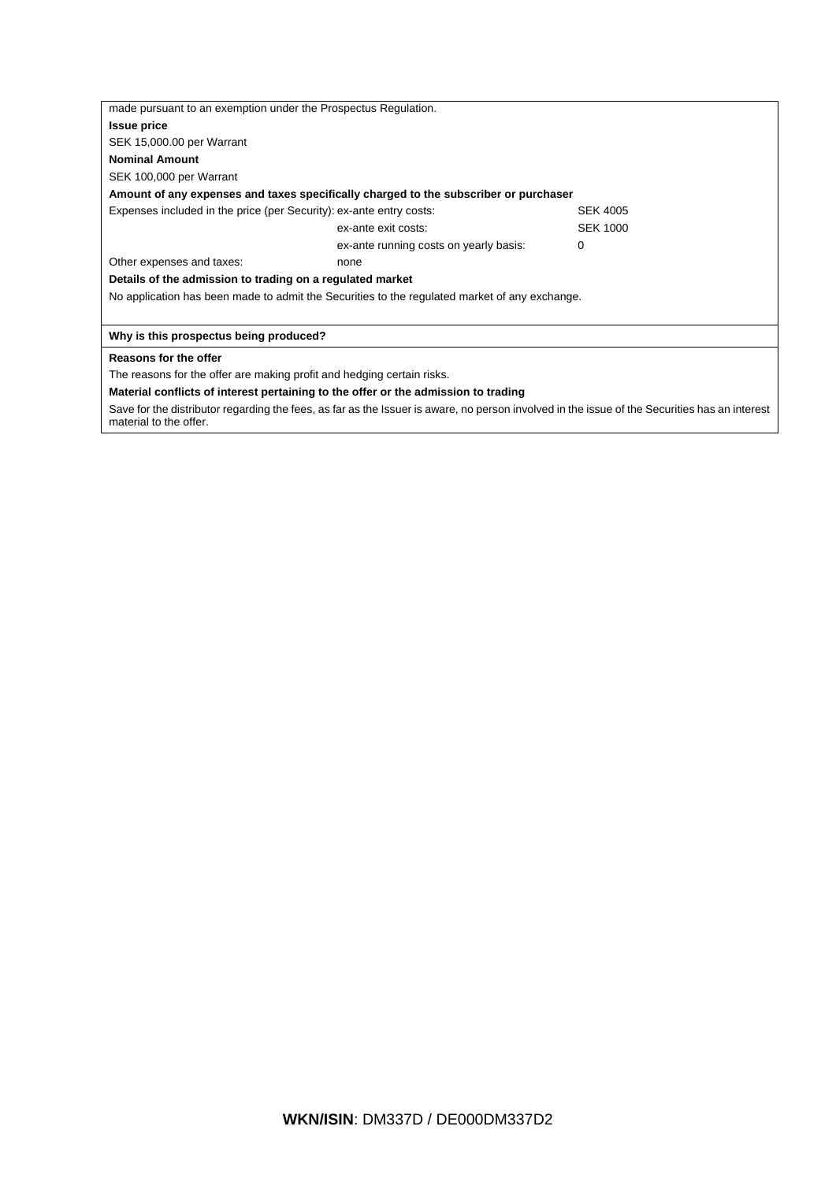made pursuant to an exemption under the Prospectus Regulation.

**Issue price**

SEK 15,000.00 per Warrant

**Nominal Amount**

SEK 100,000 per Warrant

**Amount of any expenses and taxes specifically charged to the subscriber or purchaser**

| | | |
|---|---|---|
| Expenses included in the price (per Security): | ex-ante entry costs: | SEK 4005 |
| | ex-ante exit costs: | SEK 1000 |
| | ex-ante running costs on yearly basis: | 0 |
| Other expenses and taxes: | none | |

**Details of the admission to trading on a regulated market**

No application has been made to admit the Securities to the regulated market of any exchange.

**Why is this prospectus being produced?**

**Reasons for the offer**

The reasons for the offer are making profit and hedging certain risks.

**Material conflicts of interest pertaining to the offer or the admission to trading**

Save for the distributor regarding the fees, as far as the Issuer is aware, no person involved in the issue of the Securities has an interest material to the offer.

**WKN/ISIN**: DM337D / DE000DM337D2